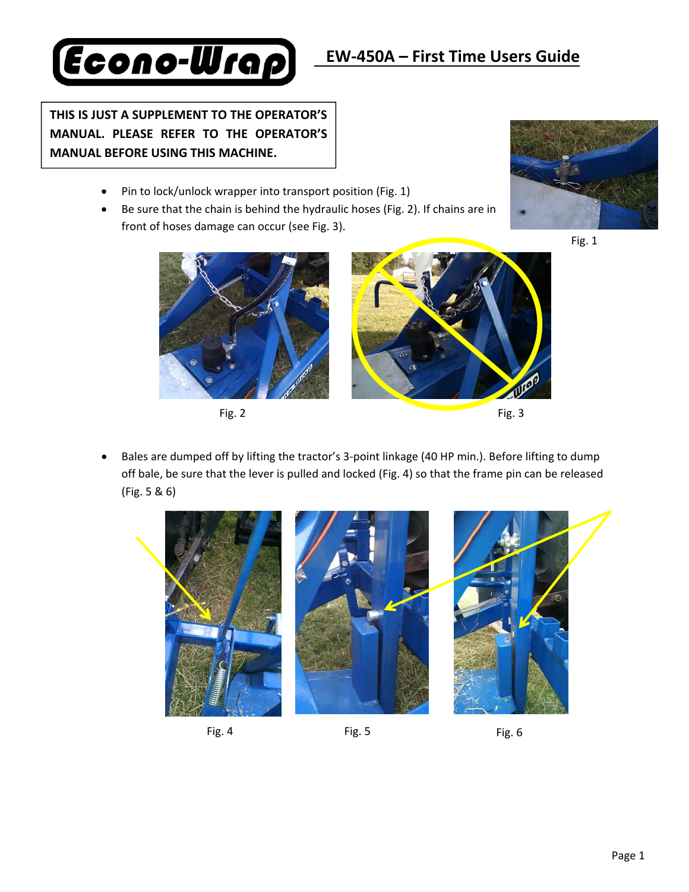# EW-450A – First Time Users Guide

**THIS IS JUST A SUPPLEMENT TO THE OPERATOR'S MANUAL. PLEASE REFER TO THE OPERATOR'S MANUAL BEFORE USING THIS MACHINE.**

- Pin to lock/unlock wrapper into transport position (Fig. 1)
- Be sure that the chain is behind the hydraulic hoses (Fig. 2). If chains are in front of hoses damage can occur (see Fig. 3).

Fig. 1

Fig. 2

Fig. 3

- Bales are dumped off by lifting the tractor's 3-point linkage (40 HP min.). Before lifting to dump off bale, be sure that the lever is pulled and locked (Fig. 4) so that the frame pin can be released (Fig. 5 & 6)

Fig. 4

Fig. 5

Fig. 6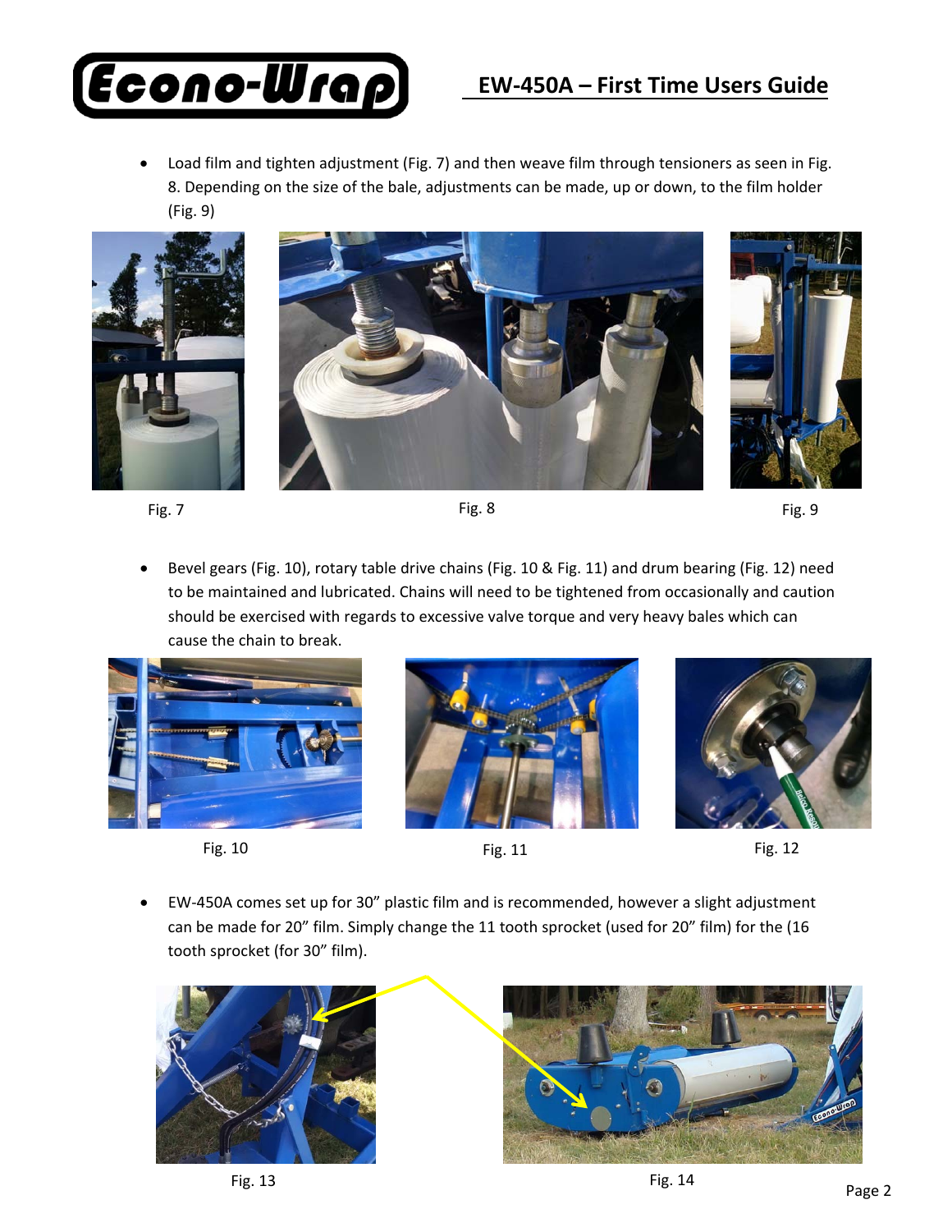- Load film and tighten adjustment (Fig. 7) and then weave film through tensioners as seen in Fig. 8. Depending on the size of the bale, adjustments can be made, up or down, to the film holder (Fig. 9)

Fig. 7

Fig. 8

Fig. 9

- Bevel gears (Fig. 10), rotary table drive chains (Fig. 10 & Fig. 11) and drum bearing (Fig. 12) need to be maintained and lubricated. Chains will need to be tightened from occasionally and caution should be exercised with regards to excessive valve torque and very heavy bales which can cause the chain to break.

Fig. 10

Fig. 11

Fig. 12

- EW-450A comes set up for 30" plastic film and is recommended, however a slight adjustment can be made for 20" film. Simply change the 11 tooth sprocket (used for 20" film) for the (16 tooth sprocket (for 30" film).

Fig. 13

Fig. 14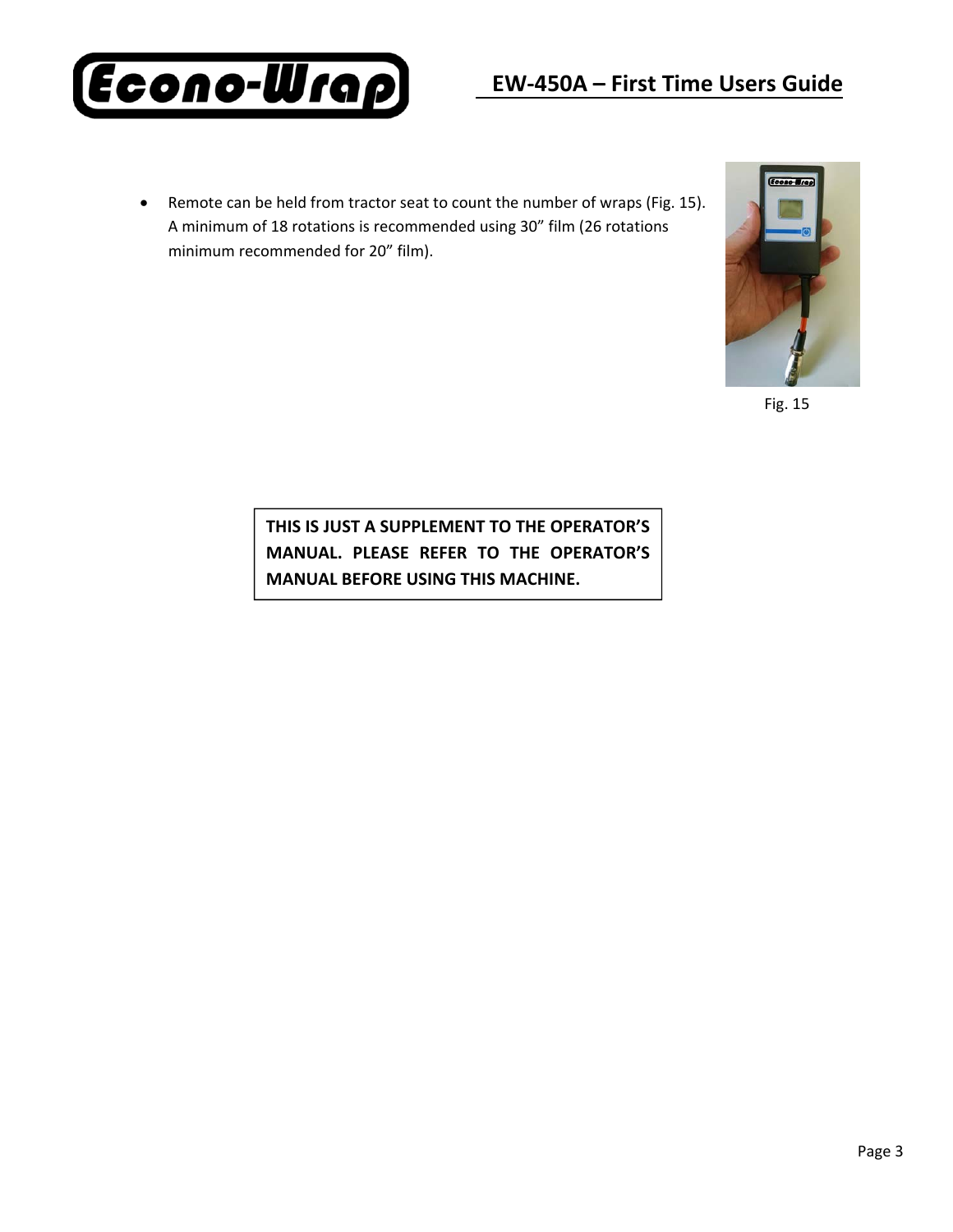- Remote can be held from tractor seat to count the number of wraps (Fig. 15). A minimum of 18 rotations is recommended using 30” film (26 rotations minimum recommended for 20” film).

Fig. 15

**THIS IS JUST A SUPPLEMENT TO THE OPERATOR’S MANUAL. PLEASE REFER TO THE OPERATOR’S MANUAL BEFORE USING THIS MACHINE.**